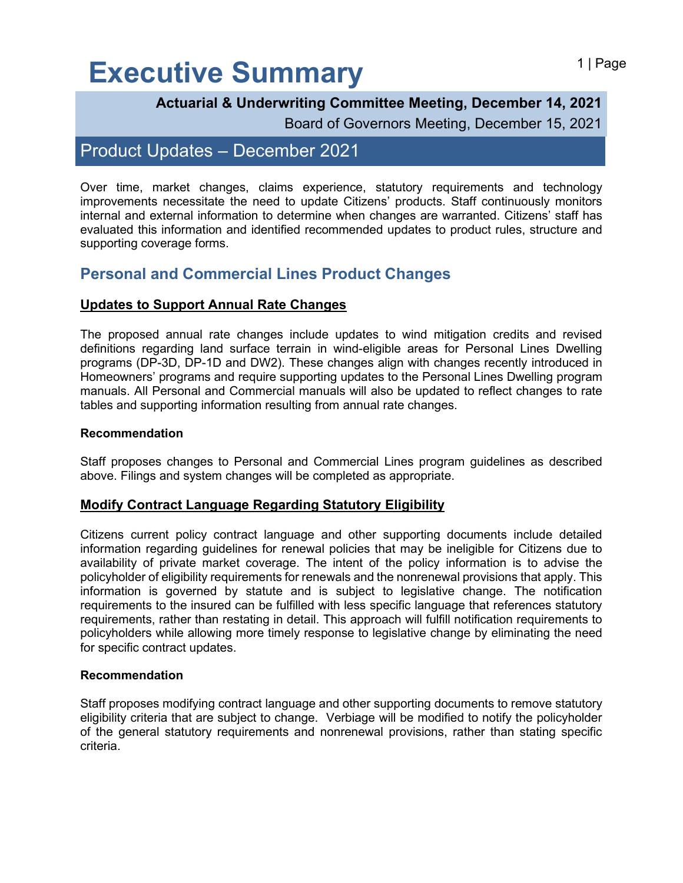# Executive Summary

**Actuarial & Underwriting Committee Meeting, December 14, 2021**

Board of Governors Meeting, December 15, 2021

## Product Updates – December 2021

Over time, market changes, claims experience, statutory requirements and technology improvements necessitate the need to update Citizens' products. Staff continuously monitors internal and external information to determine when changes are warranted. Citizens' staff has evaluated this information and identified recommended updates to product rules, structure and supporting coverage forms.

## Personal and Commercial Lines Product Changes

### Updates to Support Annual Rate Changes

The proposed annual rate changes include updates to wind mitigation credits and revised definitions regarding land surface terrain in wind-eligible areas for Personal Lines Dwelling programs (DP-3D, DP-1D and DW2). These changes align with changes recently introduced in Homeowners' programs and require supporting updates to the Personal Lines Dwelling program manuals. All Personal and Commercial manuals will also be updated to reflect changes to rate tables and supporting information resulting from annual rate changes.

**Recommendation**

Staff proposes changes to Personal and Commercial Lines program guidelines as described above. Filings and system changes will be completed as appropriate.

### Modify Contract Language Regarding Statutory Eligibility

Citizens current policy contract language and other supporting documents include detailed information regarding guidelines for renewal policies that may be ineligible for Citizens due to availability of private market coverage. The intent of the policy information is to advise the policyholder of eligibility requirements for renewals and the nonrenewal provisions that apply. This information is governed by statute and is subject to legislative change. The notification requirements to the insured can be fulfilled with less specific language that references statutory requirements, rather than restating in detail. This approach will fulfill notification requirements to policyholders while allowing more timely response to legislative change by eliminating the need for specific contract updates.

**Recommendation**

Staff proposes modifying contract language and other supporting documents to remove statutory eligibility criteria that are subject to change. Verbiage will be modified to notify the policyholder of the general statutory requirements and nonrenewal provisions, rather than stating specific criteria.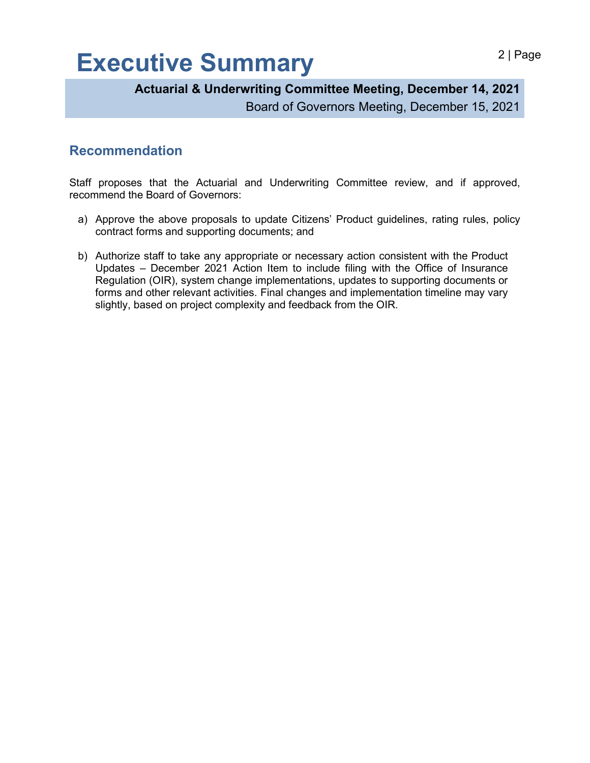# Executive Summary

**Actuarial & Underwriting Committee Meeting, December 14, 2021**

Board of Governors Meeting, December 15, 2021

## Recommendation

Staff proposes that the Actuarial and Underwriting Committee review, and if approved, recommend the Board of Governors:

a) Approve the above proposals to update Citizens' Product guidelines, rating rules, policy contract forms and supporting documents; and

b) Authorize staff to take any appropriate or necessary action consistent with the Product Updates – December 2021 Action Item to include filing with the Office of Insurance Regulation (OIR), system change implementations, updates to supporting documents or forms and other relevant activities. Final changes and implementation timeline may vary slightly, based on project complexity and feedback from the OIR.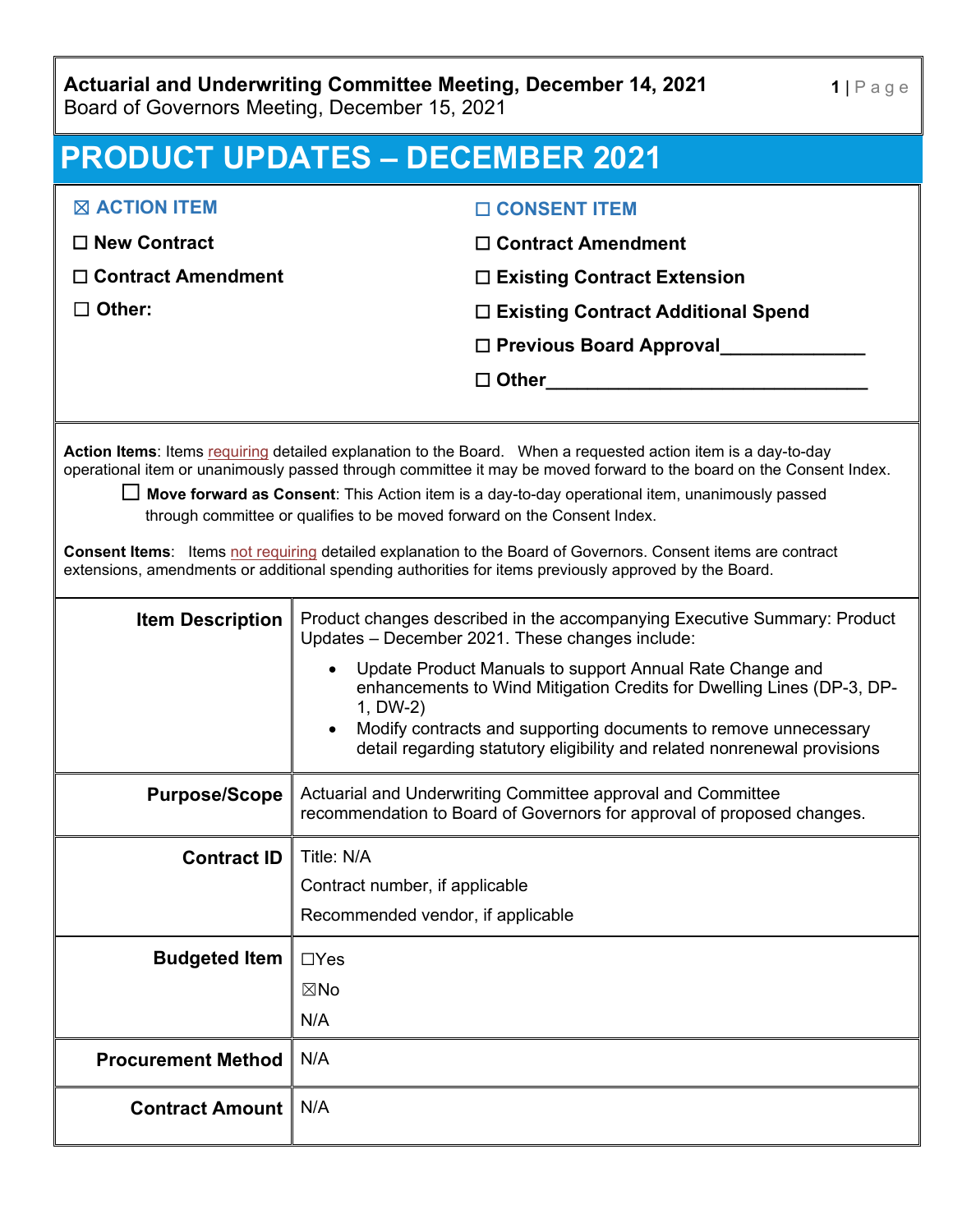**Actuarial and Underwriting Committee Meeting, December 14, 2021**
Board of Governors Meeting, December 15, 2021

# PRODUCT UPDATES – DECEMBER 2021

| | |
|---|---|
| ☒ **ACTION ITEM** | ☐ **CONSENT ITEM** |
| ☐ **New Contract** | ☐ **Contract Amendment** |
| ☐ **Contract Amendment** | ☐ **Existing Contract Extension** |
| ☐ **Other:** | ☐ **Existing Contract Additional Spend** |
| | ☐ **Previous Board Approval**_____________ |
| | ☐ **Other**______________________________ |

**Action Items**: Items requiring detailed explanation to the Board. When a requested action item is a day-to-day operational item or unanimously passed through committee it may be moved forward to the board on the Consent Index.

☐ **Move forward as Consent**: This Action item is a day-to-day operational item, unanimously passed through committee or qualifies to be moved forward on the Consent Index.

**Consent Items**: Items not requiring detailed explanation to the Board of Governors. Consent items are contract extensions, amendments or additional spending authorities for items previously approved by the Board.

| | |
|---|---|
| **Item Description** | Product changes described in the accompanying Executive Summary: Product Updates – December 2021. These changes include:<br>• Update Product Manuals to support Annual Rate Change and enhancements to Wind Mitigation Credits for Dwelling Lines (DP-3, DP-1, DW-2)<br>• Modify contracts and supporting documents to remove unnecessary detail regarding statutory eligibility and related nonrenewal provisions |
| **Purpose/Scope** | Actuarial and Underwriting Committee approval and Committee recommendation to Board of Governors for approval of proposed changes. |
| **Contract ID** | Title: N/A<br>Contract number, if applicable<br>Recommended vendor, if applicable |
| **Budgeted Item** | ☐Yes<br>☒No<br>N/A |
| **Procurement Method** | N/A |
| **Contract Amount** | N/A |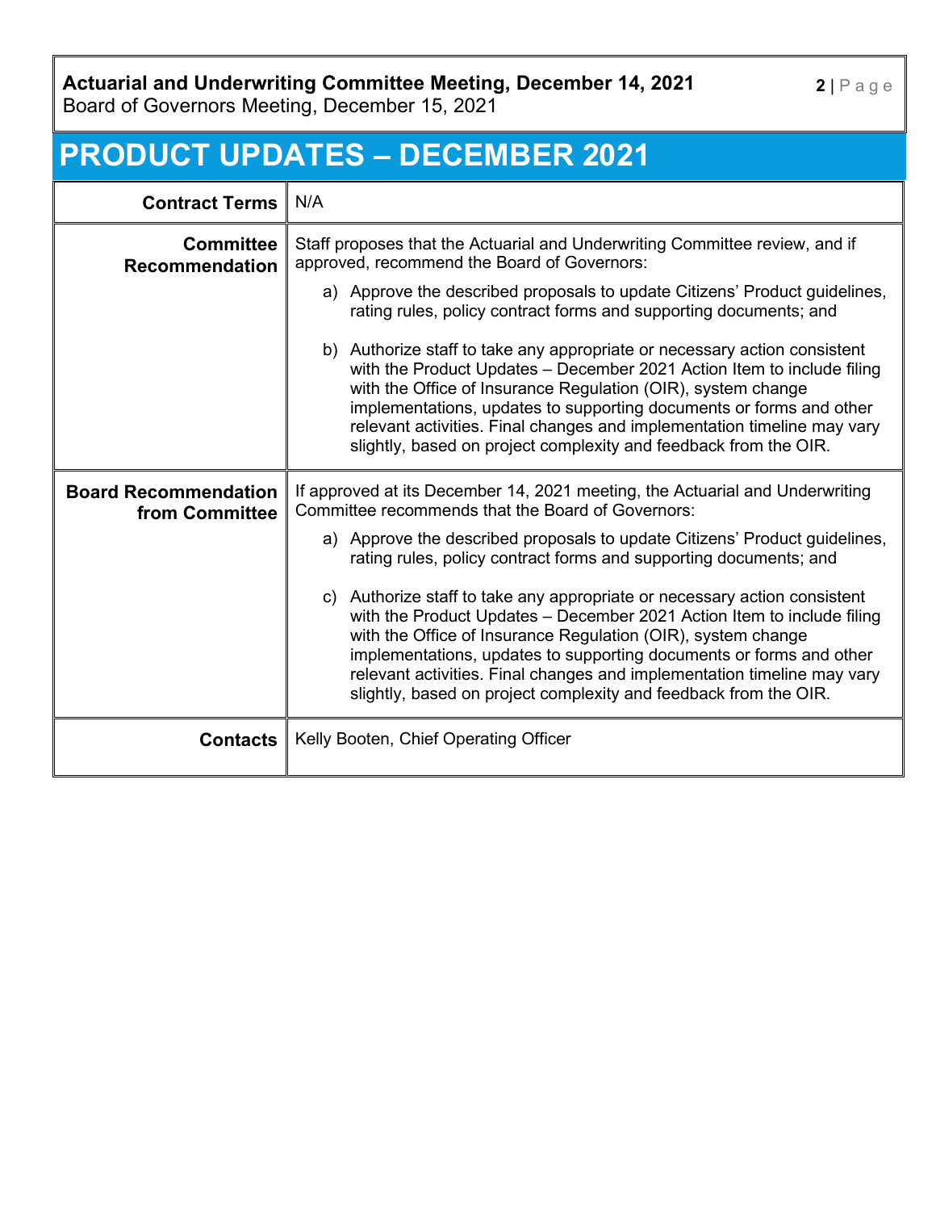# PRODUCT UPDATES – DECEMBER 2021

| | |
|---|---|
| **Contract Terms** | N/A |
| **Committee Recommendation** | Staff proposes that the Actuarial and Underwriting Committee review, and if approved, recommend the Board of Governors:<br><br>a) Approve the described proposals to update Citizens' Product guidelines, rating rules, policy contract forms and supporting documents; and<br><br>b) Authorize staff to take any appropriate or necessary action consistent with the Product Updates – December 2021 Action Item to include filing with the Office of Insurance Regulation (OIR), system change implementations, updates to supporting documents or forms and other relevant activities. Final changes and implementation timeline may vary slightly, based on project complexity and feedback from the OIR. |
| **Board Recommendation from Committee** | If approved at its December 14, 2021 meeting, the Actuarial and Underwriting Committee recommends that the Board of Governors:<br><br>a) Approve the described proposals to update Citizens' Product guidelines, rating rules, policy contract forms and supporting documents; and<br><br>c) Authorize staff to take any appropriate or necessary action consistent with the Product Updates – December 2021 Action Item to include filing with the Office of Insurance Regulation (OIR), system change implementations, updates to supporting documents or forms and other relevant activities. Final changes and implementation timeline may vary slightly, based on project complexity and feedback from the OIR. |
| **Contacts** | Kelly Booten, Chief Operating Officer |